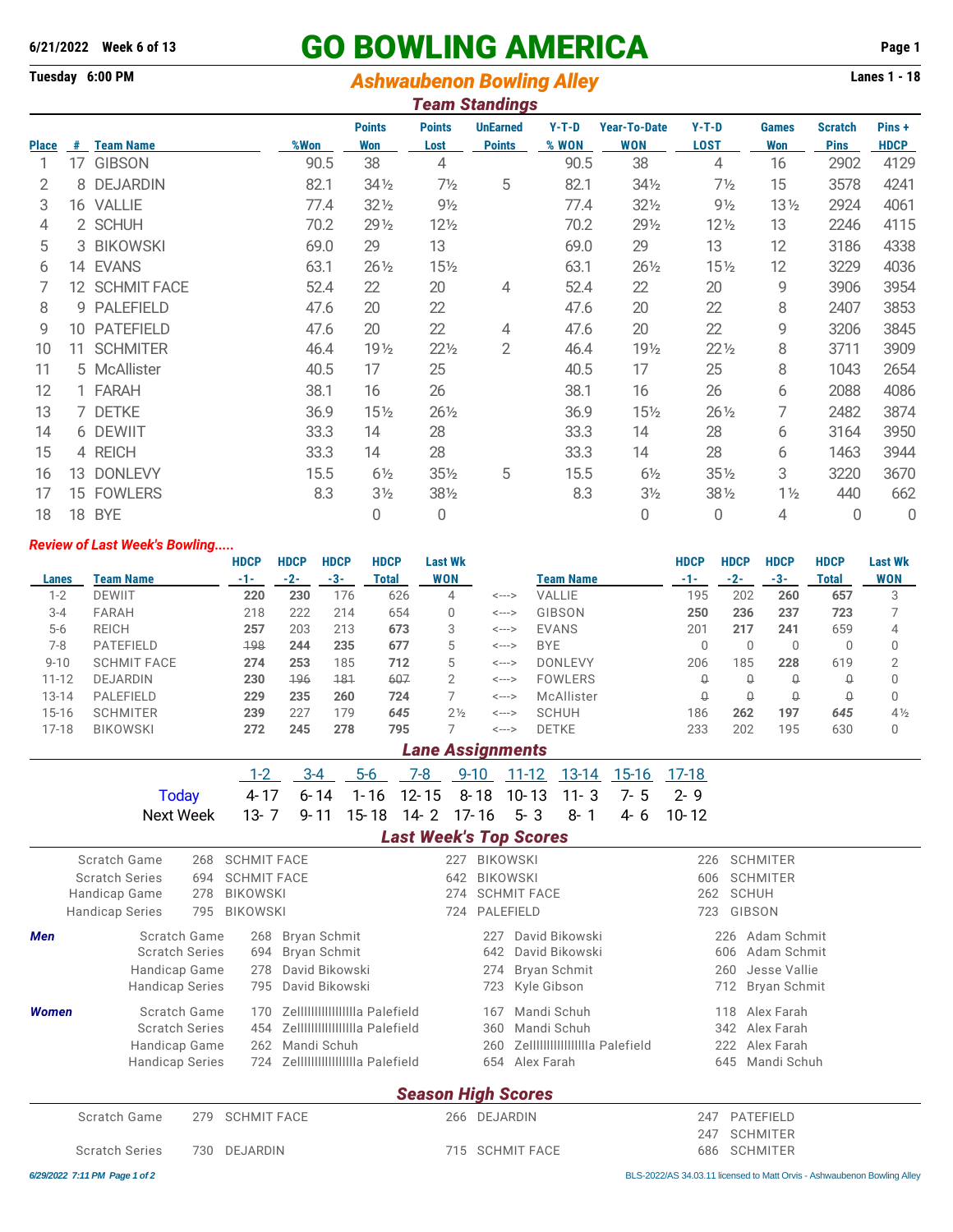6/21/2022 Week 6 of 13

# GO BOWLING AMERICA

Tuesday 6:00 PM

## Ashwaubenon Bowling Alley

Lanes 1 - 18

### Team Standings

| Place | # | Team Name | %Won | Points Won | Points Lost | UnEarned Points | Y-T-D % WON | Year-To-Date WON | Y-T-D LOST | Games Won | Scratch Pins | Pins + HDCP |
|---|---|---|---|---|---|---|---|---|---|---|---|---|
| 1 | 17 | GIBSON | 90.5 | 38 | 4 | | 90.5 | 38 | 4 | 16 | 2902 | 4129 |
| 2 | 8 | DEJARDIN | 82.1 | 34½ | 7½ | 5 | 82.1 | 34½ | 7½ | 15 | 3578 | 4241 |
| 3 | 16 | VALLIE | 77.4 | 32½ | 9½ | | 77.4 | 32½ | 9½ | 13½ | 2924 | 4061 |
| 4 | 2 | SCHUH | 70.2 | 29½ | 12½ | | 70.2 | 29½ | 12½ | 13 | 2246 | 4115 |
| 5 | 3 | BIKOWSKI | 69.0 | 29 | 13 | | 69.0 | 29 | 13 | 12 | 3186 | 4338 |
| 6 | 14 | EVANS | 63.1 | 26½ | 15½ | | 63.1 | 26½ | 15½ | 12 | 3229 | 4036 |
| 7 | 12 | SCHMIT FACE | 52.4 | 22 | 20 | 4 | 52.4 | 22 | 20 | 9 | 3906 | 3954 |
| 8 | 9 | PALEFIELD | 47.6 | 20 | 22 | | 47.6 | 20 | 22 | 8 | 2407 | 3853 |
| 9 | 10 | PATEFIELD | 47.6 | 20 | 22 | 4 | 47.6 | 20 | 22 | 9 | 3206 | 3845 |
| 10 | 11 | SCHMITER | 46.4 | 19½ | 22½ | 2 | 46.4 | 19½ | 22½ | 8 | 3711 | 3909 |
| 11 | 5 | McAllister | 40.5 | 17 | 25 | | 40.5 | 17 | 25 | 8 | 1043 | 2654 |
| 12 | 1 | FARAH | 38.1 | 16 | 26 | | 38.1 | 16 | 26 | 6 | 2088 | 4086 |
| 13 | 7 | DETKE | 36.9 | 15½ | 26½ | | 36.9 | 15½ | 26½ | 7 | 2482 | 3874 |
| 14 | 6 | DEWIIT | 33.3 | 14 | 28 | | 33.3 | 14 | 28 | 6 | 3164 | 3950 |
| 15 | 4 | REICH | 33.3 | 14 | 28 | | 33.3 | 14 | 28 | 6 | 1463 | 3944 |
| 16 | 13 | DONLEVY | 15.5 | 6½ | 35½ | 5 | 15.5 | 6½ | 35½ | 3 | 3220 | 3670 |
| 17 | 15 | FOWLERS | 8.3 | 3½ | 38½ | | 8.3 | 3½ | 38½ | 1½ | 440 | 662 |
| 18 | 18 | BYE | | 0 | 0 | | | 0 | 0 | 4 | 0 | 0 |

*Review of Last Week's Bowling.....*

| Lanes | Team Name | HDCP -1- | HDCP -2- | HDCP -3- | HDCP Total | Last Wk WON | | Team Name | HDCP -1- | HDCP -2- | HDCP -3- | HDCP Total | Last Wk WON |
|---|---|---|---|---|---|---|---|---|---|---|---|---|---|
| 1-2 | DEWIIT | **220** | **230** | 176 | 626 | 4 | <---> | VALLIE | 195 | 202 | **260** | **657** | 3 |
| 3-4 | FARAH | 218 | 222 | 214 | 654 | 0 | <---> | GIBSON | **250** | **236** | **237** | **723** | 7 |
| 5-6 | REICH | **257** | 203 | 213 | **673** | 3 | <---> | EVANS | 201 | **217** | **241** | 659 | 4 |
| 7-8 | PATEFIELD | ~~198~~ | **244** | **235** | **677** | 5 | <---> | BYE | 0 | 0 | 0 | 0 | 0 |
| 9-10 | SCHMIT FACE | **274** | **253** | 185 | **712** | 5 | <---> | DONLEVY | 206 | 185 | **228** | 619 | 2 |
| 11-12 | DEJARDIN | **230** | ~~196~~ | ~~181~~ | ~~607~~ | 2 | <---> | FOWLERS | ~~0~~ | ~~0~~ | ~~0~~ | ~~0~~ | 0 |
| 13-14 | PALEFIELD | **229** | **235** | **260** | **724** | 7 | <---> | McAllister | ~~0~~ | ~~0~~ | ~~0~~ | ~~0~~ | 0 |
| 15-16 | SCHMITER | **239** | 227 | 179 | *645* | 2½ | <---> | SCHUH | 186 | **262** | **197** | *645* | 4½ |
| 17-18 | BIKOWSKI | **272** | **245** | **278** | **795** | 7 | <---> | DETKE | 233 | 202 | 195 | 630 | 0 |

### Lane Assignments

| | 1-2 | 3-4 | 5-6 | 7-8 | 9-10 | 11-12 | 13-14 | 15-16 | 17-18 |
|---|---|---|---|---|---|---|---|---|---|
| Today | 4-17 | 6-14 | 1-16 | 12-15 | 8-18 | 10-13 | 11-3 | 7-5 | 2-9 |
| Next Week | 13-7 | 9-11 | 15-18 | 14-2 | 17-16 | 5-3 | 8-1 | 4-6 | 10-12 |

### Last Week's Top Scores

| | | | | | | |
|---|---|---|---|---|---|---|
| Scratch Game | 268 | SCHMIT FACE | 227 | BIKOWSKI | 226 | SCHMITER |
| Scratch Series | 694 | SCHMIT FACE | 642 | BIKOWSKI | 606 | SCHMITER |
| Handicap Game | 278 | BIKOWSKI | 274 | SCHMIT FACE | 262 | SCHUH |
| Handicap Series | 795 | BIKOWSKI | 724 | PALEFIELD | 723 | GIBSON |

***Men***

| | | | | | | |
|---|---|---|---|---|---|---|
| Scratch Game | 268 | Bryan Schmit | 227 | David Bikowski | 226 | Adam Schmit |
| Scratch Series | 694 | Bryan Schmit | 642 | David Bikowski | 606 | Adam Schmit |
| Handicap Game | 278 | David Bikowski | 274 | Bryan Schmit | 260 | Jesse Vallie |
| Handicap Series | 795 | David Bikowski | 723 | Kyle Gibson | 712 | Bryan Schmit |

***Women***

| | | | | | | |
|---|---|---|---|---|---|---|
| Scratch Game | 170 | Zellllllllllllllllla Palefield | 167 | Mandi Schuh | 118 | Alex Farah |
| Scratch Series | 454 | Zellllllllllllllllla Palefield | 360 | Mandi Schuh | 342 | Alex Farah |
| Handicap Game | 262 | Mandi Schuh | 260 | Zellllllllllllllllla Palefield | 222 | Alex Farah |
| Handicap Series | 724 | Zellllllllllllllllla Palefield | 654 | Alex Farah | 645 | Mandi Schuh |

### Season High Scores

| | | | | | | |
|---|---|---|---|---|---|---|
| Scratch Game | 279 | SCHMIT FACE | 266 | DEJARDIN | 247 | PATEFIELD |
| | | | | | 247 | SCHMITER |
| Scratch Series | 730 | DEJARDIN | 715 | SCHMIT FACE | 686 | SCHMITER |

*6/29/2022 7:11 PM Page 1 of 2* BLS-2022/AS 34.03.11 licensed to Matt Orvis - Ashwaubenon Bowling Alley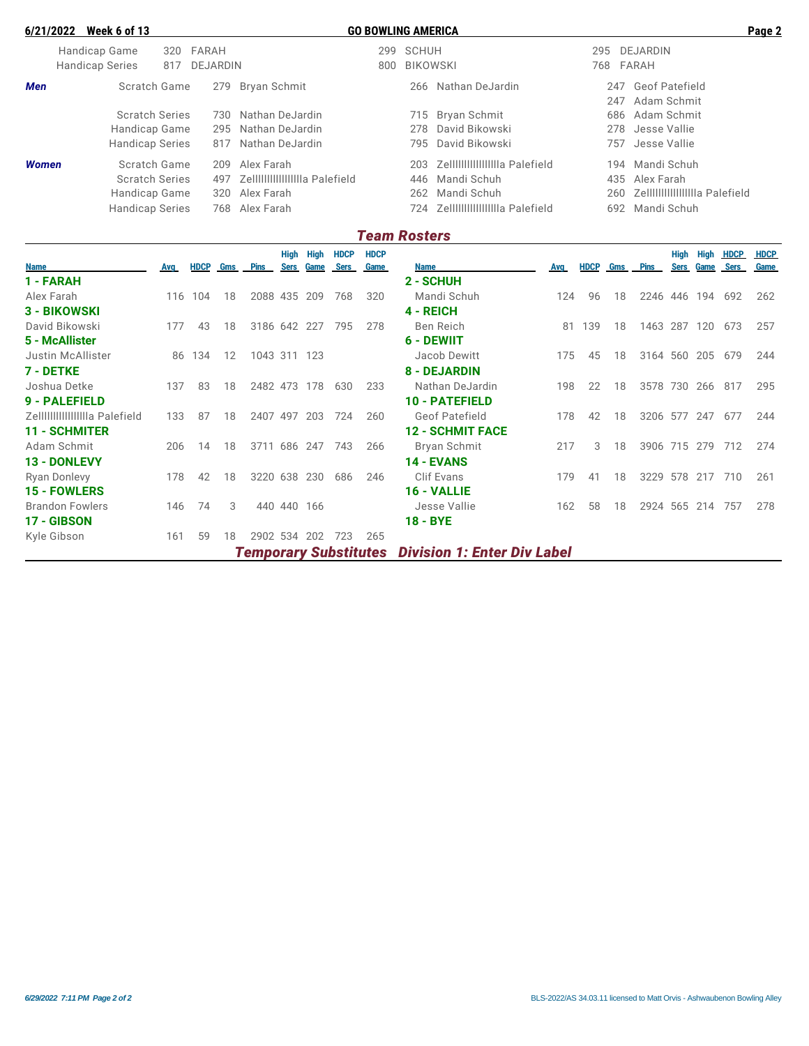| | | | | | | |
|---|---|---|---|---|---|---|
| Handicap Game | 320 | FARAH | 299 | SCHUH | 295 | DEJARDIN |
| Handicap Series | 817 | DEJARDIN | 800 | BIKOWSKI | 768 | FARAH |

| | | | | | | | |
|---|---|---|---|---|---|---|---|
| ***Men*** | Scratch Game | 279 | Bryan Schmit | 266 | Nathan DeJardin | 247 | Geof Patefield |
| | | | | | | 247 | Adam Schmit |
| | Scratch Series | 730 | Nathan DeJardin | 715 | Bryan Schmit | 686 | Adam Schmit |
| | Handicap Game | 295 | Nathan DeJardin | 278 | David Bikowski | 278 | Jesse Vallie |
| | Handicap Series | 817 | Nathan DeJardin | 795 | David Bikowski | 757 | Jesse Vallie |
| ***Women*** | Scratch Game | 209 | Alex Farah | 203 | Zellllllllllllllllla Palefield | 194 | Mandi Schuh |
| | Scratch Series | 497 | Zellllllllllllllllla Palefield | 446 | Mandi Schuh | 435 | Alex Farah |
| | Handicap Game | 320 | Alex Farah | 262 | Mandi Schuh | 260 | Zellllllllllllllllla Palefield |
| | Handicap Series | 768 | Alex Farah | 724 | Zellllllllllllllllla Palefield | 692 | Mandi Schuh |

## *Team Rosters*

| Name | Avg | HDCP | Gms | Pins | High Sers | High Game | HDCP Sers | HDCP Game |
|---|---|---|---|---|---|---|---|---|
| **1 - FARAH** | | | | | | | | |
| Alex Farah | 116 | 104 | 18 | 2088 | 435 | 209 | 768 | 320 |
| **3 - BIKOWSKI** | | | | | | | | |
| David Bikowski | 177 | 43 | 18 | 3186 | 642 | 227 | 795 | 278 |
| **5 - McAllister** | | | | | | | | |
| Justin McAllister | 86 | 134 | 12 | 1043 | 311 | 123 | | |
| **7 - DETKE** | | | | | | | | |
| Joshua Detke | 137 | 83 | 18 | 2482 | 473 | 178 | 630 | 233 |
| **9 - PALEFIELD** | | | | | | | | |
| Zellllllllllllllllla Palefield | 133 | 87 | 18 | 2407 | 497 | 203 | 724 | 260 |
| **11 - SCHMITER** | | | | | | | | |
| Adam Schmit | 206 | 14 | 18 | 3711 | 686 | 247 | 743 | 266 |
| **13 - DONLEVY** | | | | | | | | |
| Ryan Donlevy | 178 | 42 | 18 | 3220 | 638 | 230 | 686 | 246 |
| **15 - FOWLERS** | | | | | | | | |
| Brandon Fowlers | 146 | 74 | 3 | 440 | 440 | 166 | | |
| **17 - GIBSON** | | | | | | | | |
| Kyle Gibson | 161 | 59 | 18 | 2902 | 534 | 202 | 723 | 265 |

| Name | Avg | HDCP | Gms | Pins | High Sers | High Game | HDCP Sers | HDCP Game |
|---|---|---|---|---|---|---|---|---|
| **2 - SCHUH** | | | | | | | | |
| Mandi Schuh | 124 | 96 | 18 | 2246 | 446 | 194 | 692 | 262 |
| **4 - REICH** | | | | | | | | |
| Ben Reich | 81 | 139 | 18 | 1463 | 287 | 120 | 673 | 257 |
| **6 - DEWIIT** | | | | | | | | |
| Jacob Dewitt | 175 | 45 | 18 | 3164 | 560 | 205 | 679 | 244 |
| **8 - DEJARDIN** | | | | | | | | |
| Nathan DeJardin | 198 | 22 | 18 | 3578 | 730 | 266 | 817 | 295 |
| **10 - PATEFIELD** | | | | | | | | |
| Geof Patefield | 178 | 42 | 18 | 3206 | 577 | 247 | 677 | 244 |
| **12 - SCHMIT FACE** | | | | | | | | |
| Bryan Schmit | 217 | 3 | 18 | 3906 | 715 | 279 | 712 | 274 |
| **14 - EVANS** | | | | | | | | |
| Clif Evans | 179 | 41 | 18 | 3229 | 578 | 217 | 710 | 261 |
| **16 - VALLIE** | | | | | | | | |
| Jesse Vallie | 162 | 58 | 18 | 2924 | 565 | 214 | 757 | 278 |
| **18 - BYE** | | | | | | | | |

## *Temporary Substitutes Division 1: Enter Div Label*